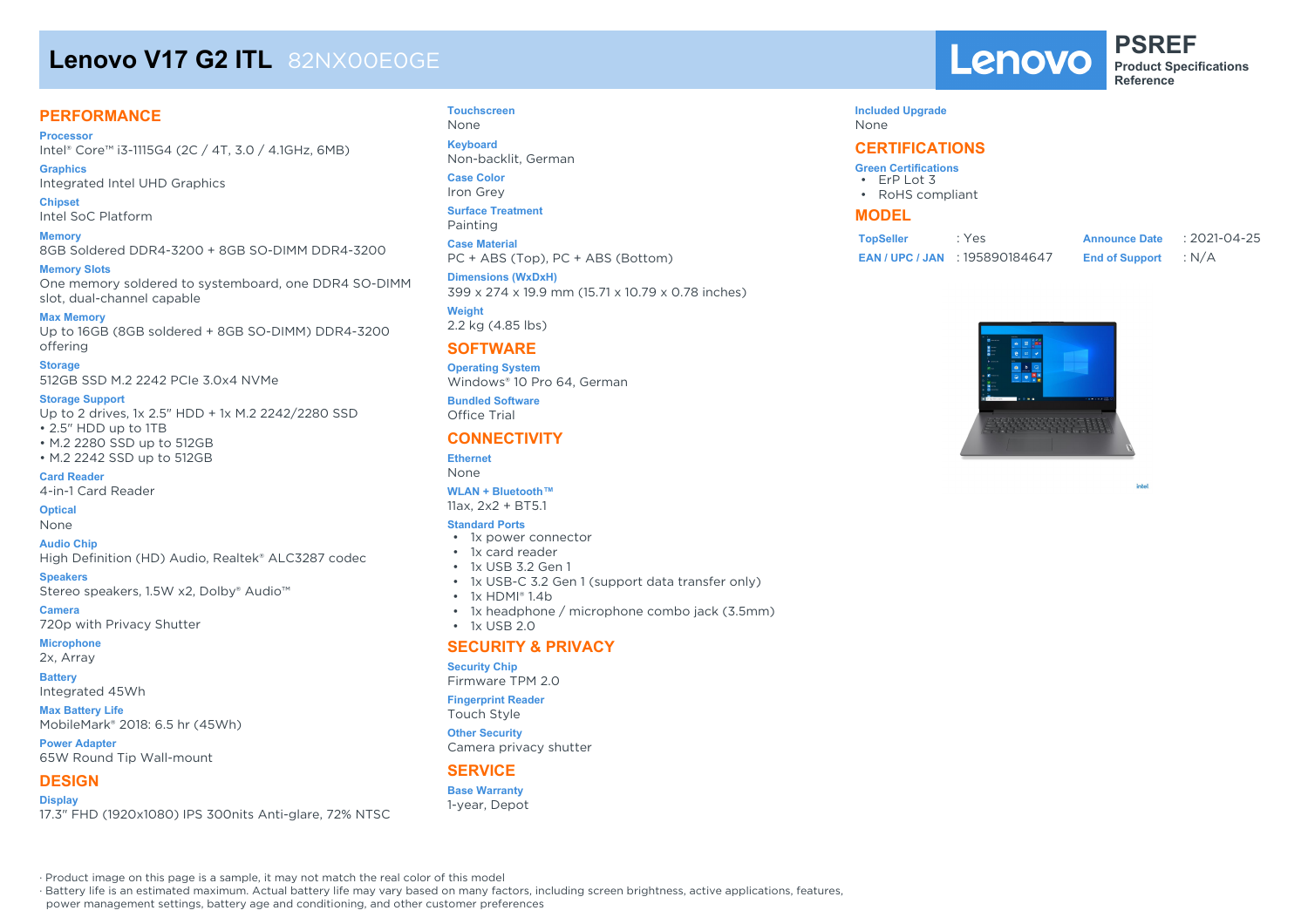# Lenovo V17 G2 ITL 82NX00E0GE

Lenovo PSREF Product Specifications Reference

## PERFORMANCE

**Processor**
Intel® Core™ i3-1115G4 (2C / 4T, 3.0 / 4.1GHz, 6MB)

**Graphics**
Integrated Intel UHD Graphics

**Chipset**
Intel SoC Platform

**Memory**
8GB Soldered DDR4-3200 + 8GB SO-DIMM DDR4-3200

**Memory Slots**
One memory soldered to systemboard, one DDR4 SO-DIMM slot, dual-channel capable

**Max Memory**
Up to 16GB (8GB soldered + 8GB SO-DIMM) DDR4-3200 offering

**Storage**
512GB SSD M.2 2242 PCIe 3.0x4 NVMe

**Storage Support**
Up to 2 drives, 1x 2.5" HDD + 1x M.2 2242/2280 SSD
- 2.5" HDD up to 1TB
- M.2 2280 SSD up to 512GB
- M.2 2242 SSD up to 512GB

**Card Reader**
4-in-1 Card Reader

**Optical**
None

**Audio Chip**
High Definition (HD) Audio, Realtek® ALC3287 codec

**Speakers**
Stereo speakers, 1.5W x2, Dolby® Audio™

**Camera**
720p with Privacy Shutter

**Microphone**
2x, Array

**Battery**
Integrated 45Wh

**Max Battery Life**
MobileMark® 2018: 6.5 hr (45Wh)

**Power Adapter**
65W Round Tip Wall-mount

## DESIGN

**Display**
17.3" FHD (1920x1080) IPS 300nits Anti-glare, 72% NTSC

**Touchscreen**
None

**Keyboard**
Non-backlit, German

**Case Color**
Iron Grey

**Surface Treatment**
Painting

**Case Material**
PC + ABS (Top), PC + ABS (Bottom)

**Dimensions (WxDxH)**
399 x 274 x 19.9 mm (15.71 x 10.79 x 0.78 inches)

**Weight**
2.2 kg (4.85 lbs)

## SOFTWARE

**Operating System**
Windows® 10 Pro 64, German

**Bundled Software**
Office Trial

## CONNECTIVITY

**Ethernet**
None

**WLAN + Bluetooth™**
11ax, 2x2 + BT5.1

**Standard Ports**
- 1x power connector
- 1x card reader
- 1x USB 3.2 Gen 1
- 1x USB-C 3.2 Gen 1 (support data transfer only)
- 1x HDMI® 1.4b
- 1x headphone / microphone combo jack (3.5mm)
- 1x USB 2.0

## SECURITY & PRIVACY

**Security Chip**
Firmware TPM 2.0

**Fingerprint Reader**
Touch Style

**Other Security**
Camera privacy shutter

## SERVICE

**Base Warranty**
1-year, Depot

**Included Upgrade**
None

## CERTIFICATIONS

**Green Certifications**
- ErP Lot 3
- RoHS compliant

## MODEL

| | | | |
|---|---|---|---|
| TopSeller | : Yes | Announce Date | : 2021-04-25 |
| EAN / UPC / JAN | : 195890184647 | End of Support | : N/A |

· Product image on this page is a sample, it may not match the real color of this model
· Battery life is an estimated maximum. Actual battery life may vary based on many factors, including screen brightness, active applications, features, power management settings, battery age and conditioning, and other customer preferences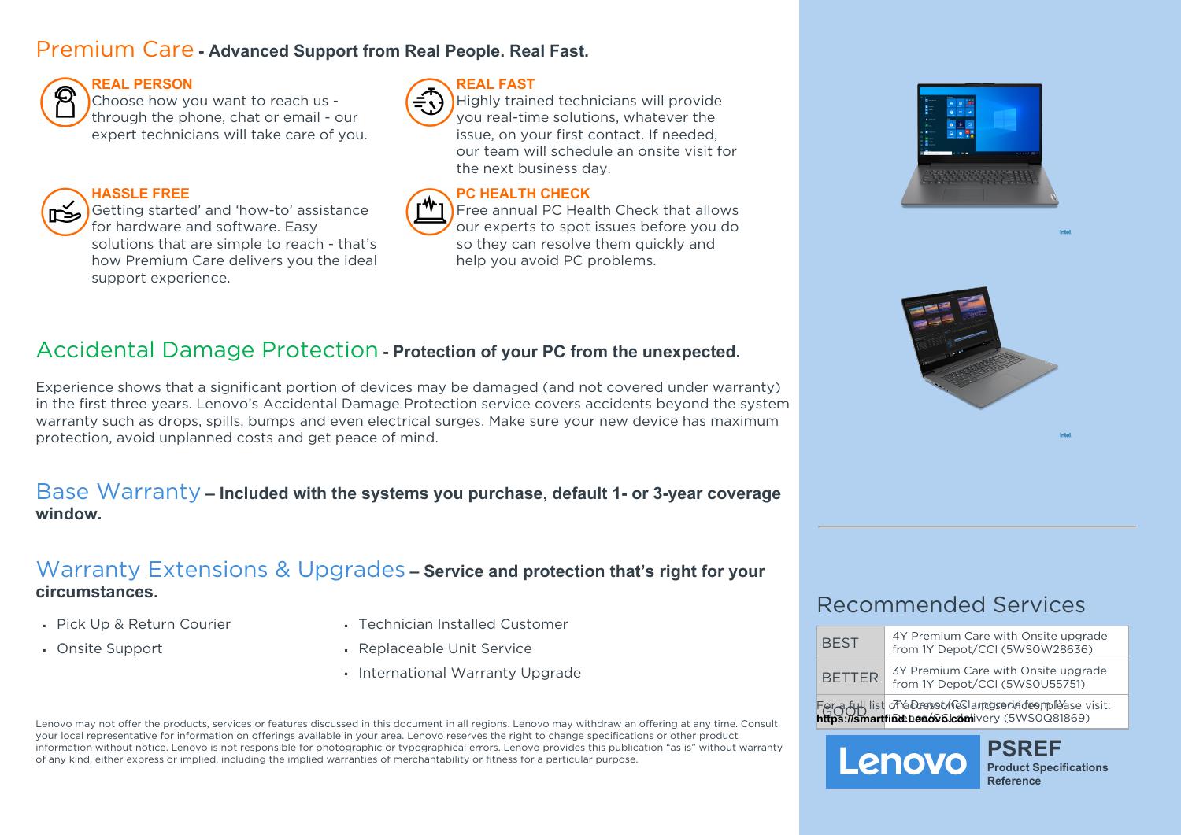## Premium Care - Advanced Support from Real People. Real Fast.

**REAL PERSON**
Choose how you want to reach us - through the phone, chat or email - our expert technicians will take care of you.

**REAL FAST**
Highly trained technicians will provide you real-time solutions, whatever the issue, on your first contact. If needed, our team will schedule an onsite visit for the next business day.

**HASSLE FREE**
Getting started' and 'how-to' assistance for hardware and software. Easy solutions that are simple to reach - that's how Premium Care delivers you the ideal support experience.

**PC HEALTH CHECK**
Free annual PC Health Check that allows our experts to spot issues before you do so they can resolve them quickly and help you avoid PC problems.

## Accidental Damage Protection - Protection of your PC from the unexpected.

Experience shows that a significant portion of devices may be damaged (and not covered under warranty) in the first three years. Lenovo's Accidental Damage Protection service covers accidents beyond the system warranty such as drops, spills, bumps and even electrical surges. Make sure your new device has maximum protection, avoid unplanned costs and get peace of mind.

## Base Warranty – Included with the systems you purchase, default 1- or 3-year coverage window.

## Warranty Extensions & Upgrades – Service and protection that's right for your circumstances.

- Pick Up & Return Courier
- Onsite Support
- Technician Installed Customer
- Replaceable Unit Service
- International Warranty Upgrade

Lenovo may not offer the products, services or features discussed in this document in all regions. Lenovo may withdraw an offering at any time. Consult your local representative for information on offerings available in your area. Lenovo reserves the right to change specifications or other product information without notice. Lenovo is not responsible for photographic or typographical errors. Lenovo provides this publication "as is" without warranty of any kind, either express or implied, including the implied warranties of merchantability or fitness for a particular purpose.

## Recommended Services

| | |
|---|---|
| BEST | 4Y Premium Care with Onsite upgrade from 1Y Depot/CCI (5WS0W28636) |
| BETTER | 3Y Premium Care with Onsite upgrade from 1Y Depot/CCI (5WS0U55751) |
| GOOD | 3Y Depot/CCI upgrade from 1Y Depot/CCI delivery (5WS0Q81869) |

For a full list of accessories and services, please visit: **https://smartfind.Lenovo.com**

Lenovo **PSREF** Product Specifications Reference